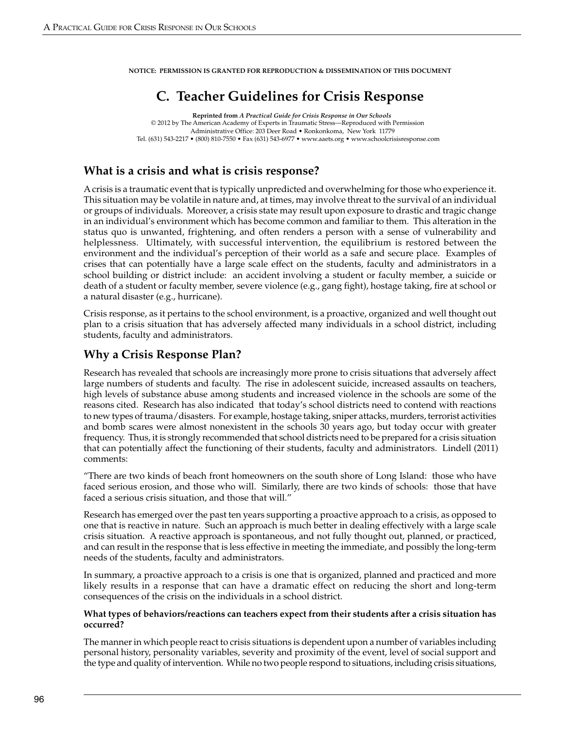NOTICE: PERMISSION IS GRANTED FOR REPRODUCTION & DISSEMINATION OF THIS DOCUMENT

# C. Teacher Guidelines for Crisis Response

**Reprinted from *A Practical Guide for Crisis Response in Our Schools***
© 2012 by The American Academy of Experts in Traumatic Stress—Reproduced with Permission
Administrative Office: 203 Deer Road • Ronkonkoma, New York 11779
Tel. (631) 543-2217 • (800) 810-7550 • Fax (631) 543-6977 • www.aaets.org • www.schoolcrisisresponse.com

## What is a crisis and what is crisis response?

A crisis is a traumatic event that is typically unpredicted and overwhelming for those who experience it. This situation may be volatile in nature and, at times, may involve threat to the survival of an individual or groups of individuals. Moreover, a crisis state may result upon exposure to drastic and tragic change in an individual's environment which has become common and familiar to them. This alteration in the status quo is unwanted, frightening, and often renders a person with a sense of vulnerability and helplessness. Ultimately, with successful intervention, the equilibrium is restored between the environment and the individual's perception of their world as a safe and secure place. Examples of crises that can potentially have a large scale effect on the students, faculty and administrators in a school building or district include: an accident involving a student or faculty member, a suicide or death of a student or faculty member, severe violence (e.g., gang fight), hostage taking, fire at school or a natural disaster (e.g., hurricane).

Crisis response, as it pertains to the school environment, is a proactive, organized and well thought out plan to a crisis situation that has adversely affected many individuals in a school district, including students, faculty and administrators.

## Why a Crisis Response Plan?

Research has revealed that schools are increasingly more prone to crisis situations that adversely affect large numbers of students and faculty. The rise in adolescent suicide, increased assaults on teachers, high levels of substance abuse among students and increased violence in the schools are some of the reasons cited. Research has also indicated that today's school districts need to contend with reactions to new types of trauma/disasters. For example, hostage taking, sniper attacks, murders, terrorist activities and bomb scares were almost nonexistent in the schools 30 years ago, but today occur with greater frequency. Thus, it is strongly recommended that school districts need to be prepared for a crisis situation that can potentially affect the functioning of their students, faculty and administrators. Lindell (2011) comments:

"There are two kinds of beach front homeowners on the south shore of Long Island: those who have faced serious erosion, and those who will. Similarly, there are two kinds of schools: those that have faced a serious crisis situation, and those that will."

Research has emerged over the past ten years supporting a proactive approach to a crisis, as opposed to one that is reactive in nature. Such an approach is much better in dealing effectively with a large scale crisis situation. A reactive approach is spontaneous, and not fully thought out, planned, or practiced, and can result in the response that is less effective in meeting the immediate, and possibly the long-term needs of the students, faculty and administrators.

In summary, a proactive approach to a crisis is one that is organized, planned and practiced and more likely results in a response that can have a dramatic effect on reducing the short and long-term consequences of the crisis on the individuals in a school district.

**What types of behaviors/reactions can teachers expect from their students after a crisis situation has occurred?**

The manner in which people react to crisis situations is dependent upon a number of variables including personal history, personality variables, severity and proximity of the event, level of social support and the type and quality of intervention. While no two people respond to situations, including crisis situations,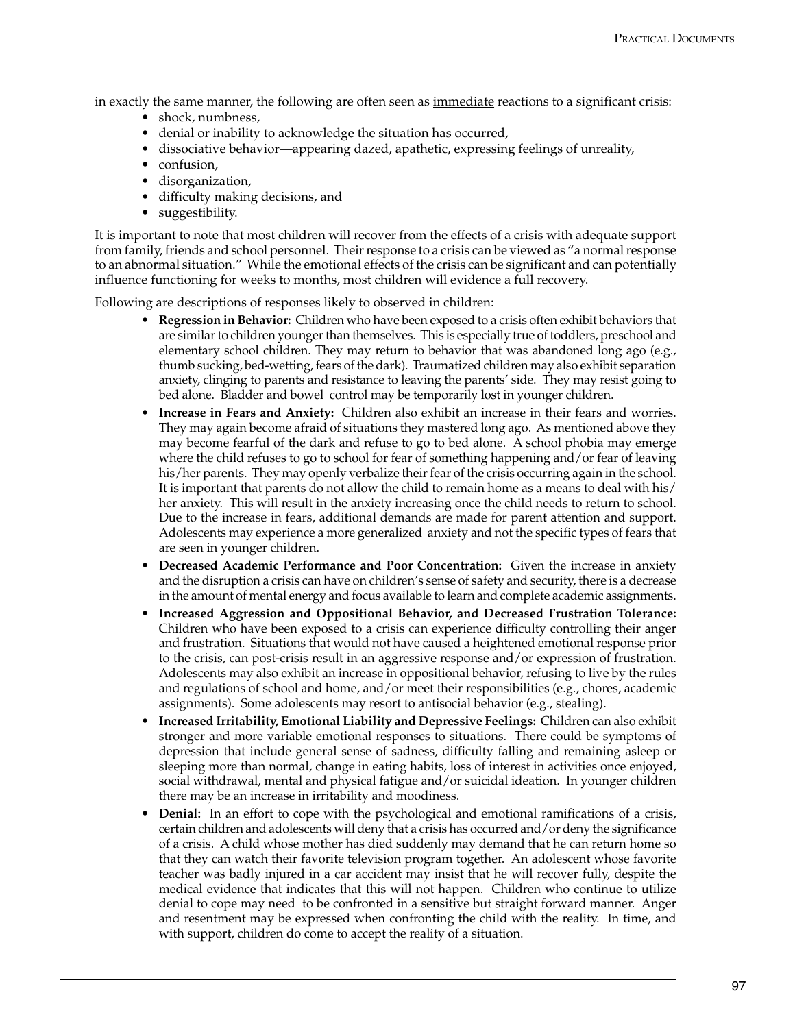in exactly the same manner, the following are often seen as <u>immediate</u> reactions to a significant crisis:

- shock, numbness,
- denial or inability to acknowledge the situation has occurred,
- dissociative behavior—appearing dazed, apathetic, expressing feelings of unreality,
- confusion,
- disorganization,
- difficulty making decisions, and
- suggestibility.

It is important to note that most children will recover from the effects of a crisis with adequate support from family, friends and school personnel. Their response to a crisis can be viewed as "a normal response to an abnormal situation." While the emotional effects of the crisis can be significant and can potentially influence functioning for weeks to months, most children will evidence a full recovery.

Following are descriptions of responses likely to observed in children:

- **Regression in Behavior:** Children who have been exposed to a crisis often exhibit behaviors that are similar to children younger than themselves. This is especially true of toddlers, preschool and elementary school children. They may return to behavior that was abandoned long ago (e.g., thumb sucking, bed-wetting, fears of the dark). Traumatized children may also exhibit separation anxiety, clinging to parents and resistance to leaving the parents' side. They may resist going to bed alone. Bladder and bowel control may be temporarily lost in younger children.
- **Increase in Fears and Anxiety:** Children also exhibit an increase in their fears and worries. They may again become afraid of situations they mastered long ago. As mentioned above they may become fearful of the dark and refuse to go to bed alone. A school phobia may emerge where the child refuses to go to school for fear of something happening and/or fear of leaving his/her parents. They may openly verbalize their fear of the crisis occurring again in the school. It is important that parents do not allow the child to remain home as a means to deal with his/her anxiety. This will result in the anxiety increasing once the child needs to return to school. Due to the increase in fears, additional demands are made for parent attention and support. Adolescents may experience a more generalized anxiety and not the specific types of fears that are seen in younger children.
- **Decreased Academic Performance and Poor Concentration:** Given the increase in anxiety and the disruption a crisis can have on children's sense of safety and security, there is a decrease in the amount of mental energy and focus available to learn and complete academic assignments.
- **Increased Aggression and Oppositional Behavior, and Decreased Frustration Tolerance:** Children who have been exposed to a crisis can experience difficulty controlling their anger and frustration. Situations that would not have caused a heightened emotional response prior to the crisis, can post-crisis result in an aggressive response and/or expression of frustration. Adolescents may also exhibit an increase in oppositional behavior, refusing to live by the rules and regulations of school and home, and/or meet their responsibilities (e.g., chores, academic assignments). Some adolescents may resort to antisocial behavior (e.g., stealing).
- **Increased Irritability, Emotional Liability and Depressive Feelings:** Children can also exhibit stronger and more variable emotional responses to situations. There could be symptoms of depression that include general sense of sadness, difficulty falling and remaining asleep or sleeping more than normal, change in eating habits, loss of interest in activities once enjoyed, social withdrawal, mental and physical fatigue and/or suicidal ideation. In younger children there may be an increase in irritability and moodiness.
- **Denial:** In an effort to cope with the psychological and emotional ramifications of a crisis, certain children and adolescents will deny that a crisis has occurred and/or deny the significance of a crisis. A child whose mother has died suddenly may demand that he can return home so that they can watch their favorite television program together. An adolescent whose favorite teacher was badly injured in a car accident may insist that he will recover fully, despite the medical evidence that indicates that this will not happen. Children who continue to utilize denial to cope may need to be confronted in a sensitive but straight forward manner. Anger and resentment may be expressed when confronting the child with the reality. In time, and with support, children do come to accept the reality of a situation.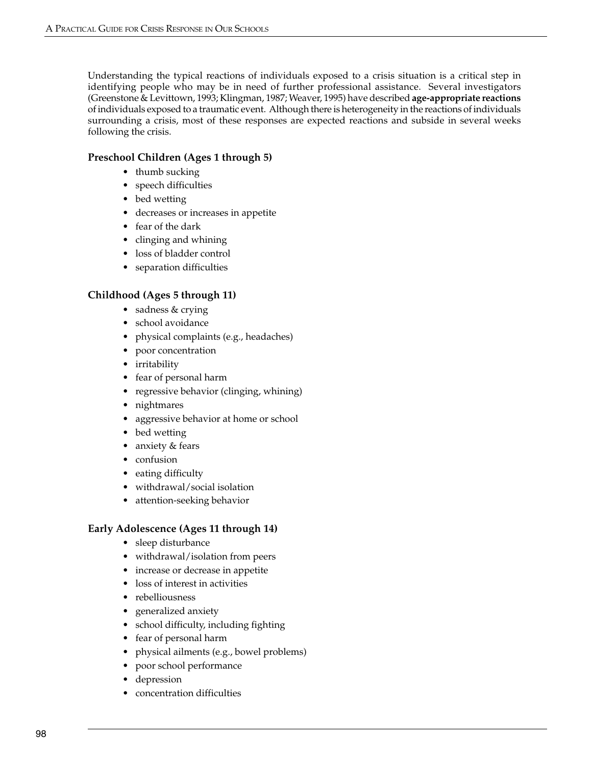Understanding the typical reactions of individuals exposed to a crisis situation is a critical step in identifying people who may be in need of further professional assistance. Several investigators (Greenstone & Levittown, 1993; Klingman, 1987; Weaver, 1995) have described **age-appropriate reactions** of individuals exposed to a traumatic event. Although there is heterogeneity in the reactions of individuals surrounding a crisis, most of these responses are expected reactions and subside in several weeks following the crisis.

### Preschool Children (Ages 1 through 5)

- thumb sucking
- speech difficulties
- bed wetting
- decreases or increases in appetite
- fear of the dark
- clinging and whining
- loss of bladder control
- separation difficulties

### Childhood (Ages 5 through 11)

- sadness & crying
- school avoidance
- physical complaints (e.g., headaches)
- poor concentration
- irritability
- fear of personal harm
- regressive behavior (clinging, whining)
- nightmares
- aggressive behavior at home or school
- bed wetting
- anxiety & fears
- confusion
- eating difficulty
- withdrawal/social isolation
- attention-seeking behavior

### Early Adolescence (Ages 11 through 14)

- sleep disturbance
- withdrawal/isolation from peers
- increase or decrease in appetite
- loss of interest in activities
- rebelliousness
- generalized anxiety
- school difficulty, including fighting
- fear of personal harm
- physical ailments (e.g., bowel problems)
- poor school performance
- depression
- concentration difficulties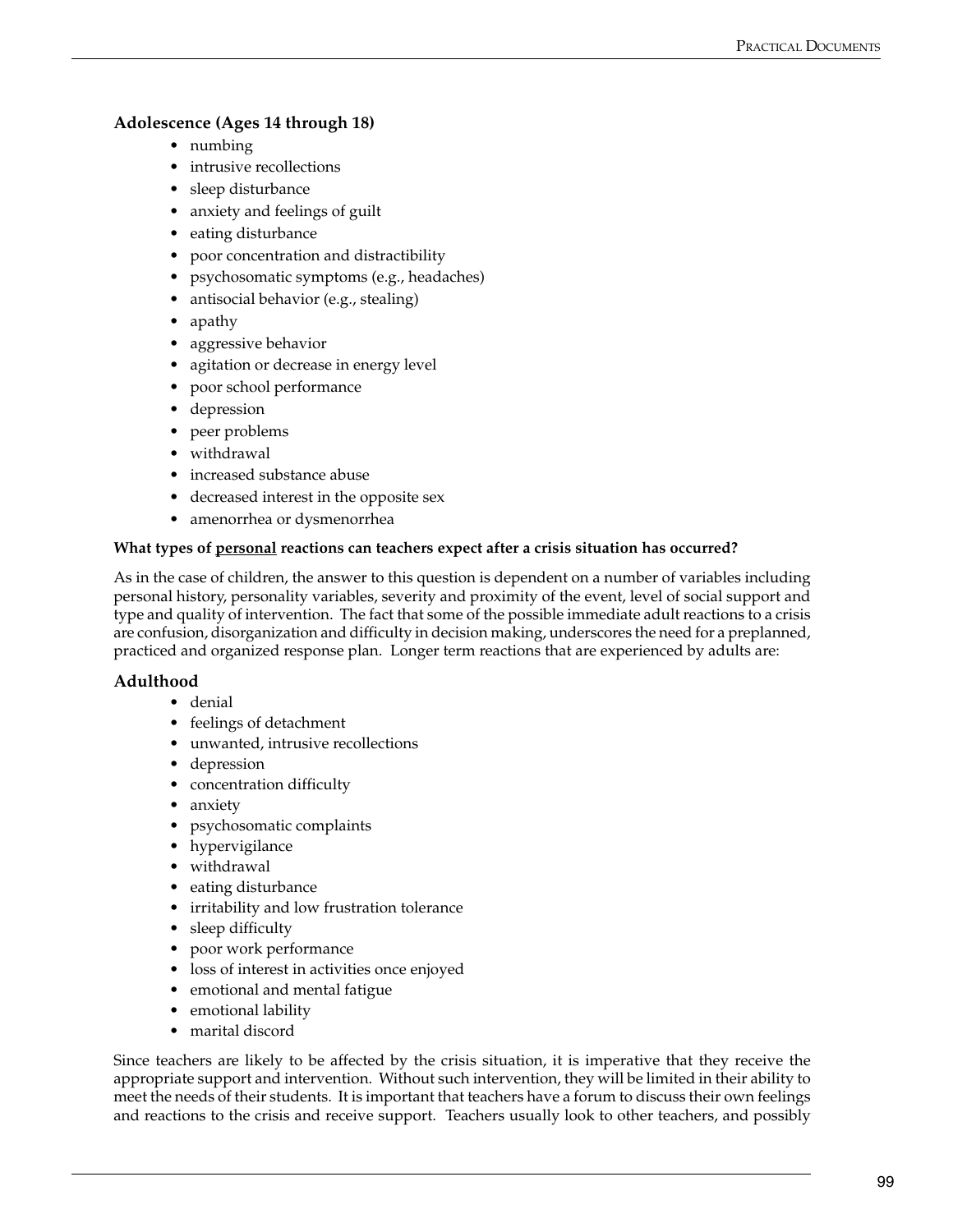### Adolescence (Ages 14 through 18)

- numbing
- intrusive recollections
- sleep disturbance
- anxiety and feelings of guilt
- eating disturbance
- poor concentration and distractibility
- psychosomatic symptoms (e.g., headaches)
- antisocial behavior (e.g., stealing)
- apathy
- aggressive behavior
- agitation or decrease in energy level
- poor school performance
- depression
- peer problems
- withdrawal
- increased substance abuse
- decreased interest in the opposite sex
- amenorrhea or dysmenorrhea

**What types of <u>personal</u> reactions can teachers expect after a crisis situation has occurred?**

As in the case of children, the answer to this question is dependent on a number of variables including personal history, personality variables, severity and proximity of the event, level of social support and type and quality of intervention. The fact that some of the possible immediate adult reactions to a crisis are confusion, disorganization and difficulty in decision making, underscores the need for a preplanned, practiced and organized response plan. Longer term reactions that are experienced by adults are:

### Adulthood

- denial
- feelings of detachment
- unwanted, intrusive recollections
- depression
- concentration difficulty
- anxiety
- psychosomatic complaints
- hypervigilance
- withdrawal
- eating disturbance
- irritability and low frustration tolerance
- sleep difficulty
- poor work performance
- loss of interest in activities once enjoyed
- emotional and mental fatigue
- emotional lability
- marital discord

Since teachers are likely to be affected by the crisis situation, it is imperative that they receive the appropriate support and intervention. Without such intervention, they will be limited in their ability to meet the needs of their students. It is important that teachers have a forum to discuss their own feelings and reactions to the crisis and receive support. Teachers usually look to other teachers, and possibly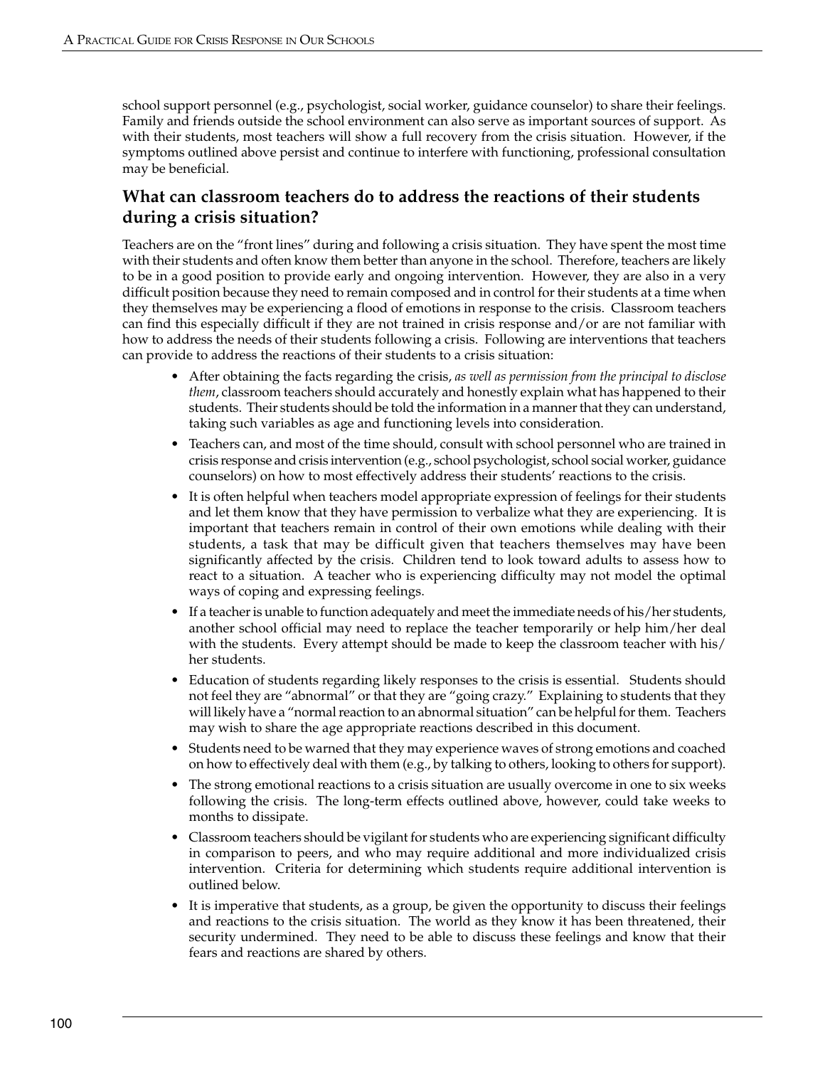school support personnel (e.g., psychologist, social worker, guidance counselor) to share their feelings. Family and friends outside the school environment can also serve as important sources of support. As with their students, most teachers will show a full recovery from the crisis situation. However, if the symptoms outlined above persist and continue to interfere with functioning, professional consultation may be beneficial.

## What can classroom teachers do to address the reactions of their students during a crisis situation?

Teachers are on the "front lines" during and following a crisis situation. They have spent the most time with their students and often know them better than anyone in the school. Therefore, teachers are likely to be in a good position to provide early and ongoing intervention. However, they are also in a very difficult position because they need to remain composed and in control for their students at a time when they themselves may be experiencing a flood of emotions in response to the crisis. Classroom teachers can find this especially difficult if they are not trained in crisis response and/or are not familiar with how to address the needs of their students following a crisis. Following are interventions that teachers can provide to address the reactions of their students to a crisis situation:

- After obtaining the facts regarding the crisis, *as well as permission from the principal to disclose them*, classroom teachers should accurately and honestly explain what has happened to their students. Their students should be told the information in a manner that they can understand, taking such variables as age and functioning levels into consideration.
- Teachers can, and most of the time should, consult with school personnel who are trained in crisis response and crisis intervention (e.g., school psychologist, school social worker, guidance counselors) on how to most effectively address their students' reactions to the crisis.
- It is often helpful when teachers model appropriate expression of feelings for their students and let them know that they have permission to verbalize what they are experiencing. It is important that teachers remain in control of their own emotions while dealing with their students, a task that may be difficult given that teachers themselves may have been significantly affected by the crisis. Children tend to look toward adults to assess how to react to a situation. A teacher who is experiencing difficulty may not model the optimal ways of coping and expressing feelings.
- If a teacher is unable to function adequately and meet the immediate needs of his/her students, another school official may need to replace the teacher temporarily or help him/her deal with the students. Every attempt should be made to keep the classroom teacher with his/her students.
- Education of students regarding likely responses to the crisis is essential. Students should not feel they are "abnormal" or that they are "going crazy." Explaining to students that they will likely have a "normal reaction to an abnormal situation" can be helpful for them. Teachers may wish to share the age appropriate reactions described in this document.
- Students need to be warned that they may experience waves of strong emotions and coached on how to effectively deal with them (e.g., by talking to others, looking to others for support).
- The strong emotional reactions to a crisis situation are usually overcome in one to six weeks following the crisis. The long-term effects outlined above, however, could take weeks to months to dissipate.
- Classroom teachers should be vigilant for students who are experiencing significant difficulty in comparison to peers, and who may require additional and more individualized crisis intervention. Criteria for determining which students require additional intervention is outlined below.
- It is imperative that students, as a group, be given the opportunity to discuss their feelings and reactions to the crisis situation. The world as they know it has been threatened, their security undermined. They need to be able to discuss these feelings and know that their fears and reactions are shared by others.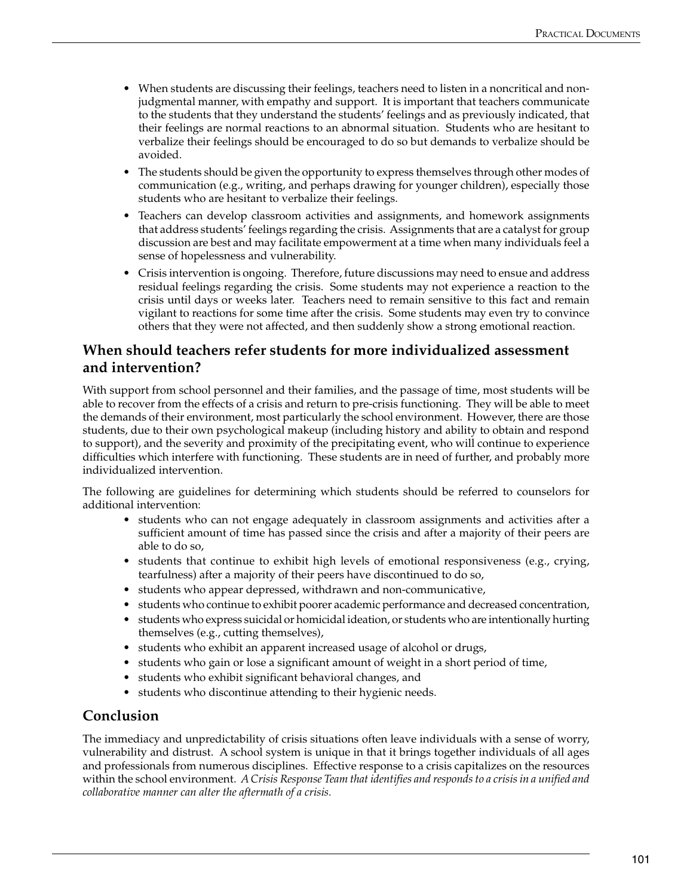- When students are discussing their feelings, teachers need to listen in a noncritical and non-judgmental manner, with empathy and support. It is important that teachers communicate to the students that they understand the students' feelings and as previously indicated, that their feelings are normal reactions to an abnormal situation. Students who are hesitant to verbalize their feelings should be encouraged to do so but demands to verbalize should be avoided.
- The students should be given the opportunity to express themselves through other modes of communication (e.g., writing, and perhaps drawing for younger children), especially those students who are hesitant to verbalize their feelings.
- Teachers can develop classroom activities and assignments, and homework assignments that address students' feelings regarding the crisis. Assignments that are a catalyst for group discussion are best and may facilitate empowerment at a time when many individuals feel a sense of hopelessness and vulnerability.
- Crisis intervention is ongoing. Therefore, future discussions may need to ensue and address residual feelings regarding the crisis. Some students may not experience a reaction to the crisis until days or weeks later. Teachers need to remain sensitive to this fact and remain vigilant to reactions for some time after the crisis. Some students may even try to convince others that they were not affected, and then suddenly show a strong emotional reaction.

## When should teachers refer students for more individualized assessment and intervention?

With support from school personnel and their families, and the passage of time, most students will be able to recover from the effects of a crisis and return to pre-crisis functioning. They will be able to meet the demands of their environment, most particularly the school environment. However, there are those students, due to their own psychological makeup (including history and ability to obtain and respond to support), and the severity and proximity of the precipitating event, who will continue to experience difficulties which interfere with functioning. These students are in need of further, and probably more individualized intervention.

The following are guidelines for determining which students should be referred to counselors for additional intervention:

- students who can not engage adequately in classroom assignments and activities after a sufficient amount of time has passed since the crisis and after a majority of their peers are able to do so,
- students that continue to exhibit high levels of emotional responsiveness (e.g., crying, tearfulness) after a majority of their peers have discontinued to do so,
- students who appear depressed, withdrawn and non-communicative,
- students who continue to exhibit poorer academic performance and decreased concentration,
- students who express suicidal or homicidal ideation, or students who are intentionally hurting themselves (e.g., cutting themselves),
- students who exhibit an apparent increased usage of alcohol or drugs,
- students who gain or lose a significant amount of weight in a short period of time,
- students who exhibit significant behavioral changes, and
- students who discontinue attending to their hygienic needs.

## Conclusion

The immediacy and unpredictability of crisis situations often leave individuals with a sense of worry, vulnerability and distrust. A school system is unique in that it brings together individuals of all ages and professionals from numerous disciplines. Effective response to a crisis capitalizes on the resources within the school environment. *A Crisis Response Team that identifies and responds to a crisis in a unified and collaborative manner can alter the aftermath of a crisis.*